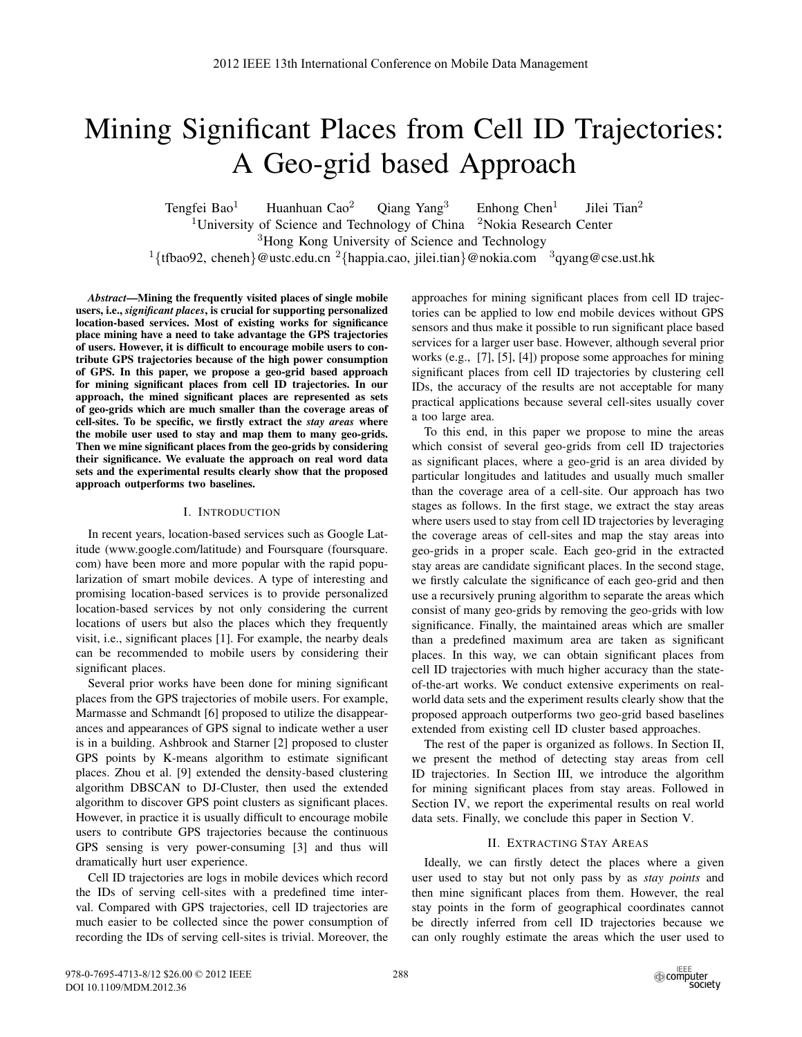# Mining Significant Places from Cell ID Trajectories: A Geo-grid based Approach

Tengfei Bao[1] Huanhuan Cao[2] Qiang Yang[3] Enhong Chen[1] Jilei Tian[2]

[1]University of Science and Technology of China [2]Nokia Research Center

[3]Hong Kong University of Science and Technology

[1]{tfbao92, cheneh}@ustc.edu.cn [2]{happia.cao, jilei.tian}@nokia.com [3]qyang@cse.ust.hk

***Abstract*—Mining the frequently visited places of single mobile users, i.e., *significant places*, is crucial for supporting personalized location-based services. Most of existing works for significance place mining have a need to take advantage the GPS trajectories of users. However, it is difficult to encourage mobile users to contribute GPS trajectories because of the high power consumption of GPS. In this paper, we propose a geo-grid based approach for mining significant places from cell ID trajectories. In our approach, the mined significant places are represented as sets of geo-grids which are much smaller than the coverage areas of cell-sites. To be specific, we firstly extract the *stay areas* where the mobile user used to stay and map them to many geo-grids. Then we mine significant places from the geo-grids by considering their significance. We evaluate the approach on real word data sets and the experimental results clearly show that the proposed approach outperforms two baselines.**

## I. Introduction

In recent years, location-based services such as Google Latitude (www.google.com/latitude) and Foursquare (foursquare.com) have been more and more popular with the rapid popularization of smart mobile devices. A type of interesting and promising location-based services is to provide personalized location-based services by not only considering the current locations of users but also the places which they frequently visit, i.e., significant places [1]. For example, the nearby deals can be recommended to mobile users by considering their significant places.

Several prior works have been done for mining significant places from the GPS trajectories of mobile users. For example, Marmasse and Schmandt [6] proposed to utilize the disappearances and appearances of GPS signal to indicate wether a user is in a building. Ashbrook and Starner [2] proposed to cluster GPS points by K-means algorithm to estimate significant places. Zhou et al. [9] extended the density-based clustering algorithm DBSCAN to DJ-Cluster, then used the extended algorithm to discover GPS point clusters as significant places. However, in practice it is usually difficult to encourage mobile users to contribute GPS trajectories because the continuous GPS sensing is very power-consuming [3] and thus will dramatically hurt user experience.

Cell ID trajectories are logs in mobile devices which record the IDs of serving cell-sites with a predefined time interval. Compared with GPS trajectories, cell ID trajectories are much easier to be collected since the power consumption of recording the IDs of serving cell-sites is trivial. Moreover, the approaches for mining significant places from cell ID trajectories can be applied to low end mobile devices without GPS sensors and thus make it possible to run significant place based services for a larger user base. However, although several prior works (e.g., [7], [5], [4]) propose some approaches for mining significant places from cell ID trajectories by clustering cell IDs, the accuracy of the results are not acceptable for many practical applications because several cell-sites usually cover a too large area.

To this end, in this paper we propose to mine the areas which consist of several geo-grids from cell ID trajectories as significant places, where a geo-grid is an area divided by particular longitudes and latitudes and usually much smaller than the coverage area of a cell-site. Our approach has two stages as follows. In the first stage, we extract the stay areas where users used to stay from cell ID trajectories by leveraging the coverage areas of cell-sites and map the stay areas into geo-grids in a proper scale. Each geo-grid in the extracted stay areas are candidate significant places. In the second stage, we firstly calculate the significance of each geo-grid and then use a recursively pruning algorithm to separate the areas which consist of many geo-grids by removing the geo-grids with low significance. Finally, the maintained areas which are smaller than a predefined maximum area are taken as significant places. In this way, we can obtain significant places from cell ID trajectories with much higher accuracy than the state-of-the-art works. We conduct extensive experiments on real-world data sets and the experiment results clearly show that the proposed approach outperforms two geo-grid based baselines extended from existing cell ID cluster based approaches.

The rest of the paper is organized as follows. In Section II, we present the method of detecting stay areas from cell ID trajectories. In Section III, we introduce the algorithm for mining significant places from stay areas. Followed in Section IV, we report the experimental results on real world data sets. Finally, we conclude this paper in Section V.

## II. Extracting Stay Areas

Ideally, we can firstly detect the places where a given user used to stay but not only pass by as *stay points* and then mine significant places from them. However, the real stay points in the form of geographical coordinates cannot be directly inferred from cell ID trajectories because we can only roughly estimate the areas which the user used to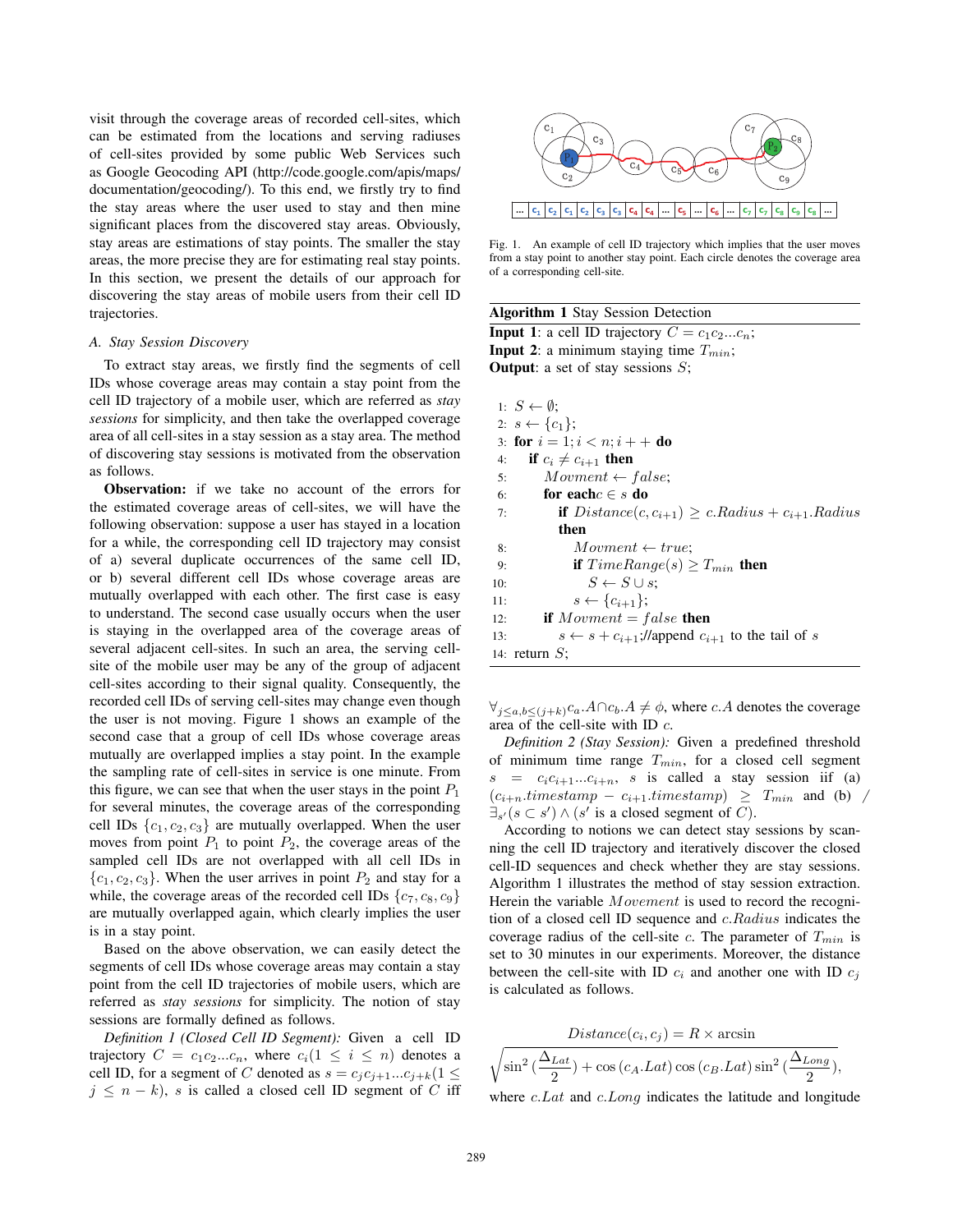visit through the coverage areas of recorded cell-sites, which can be estimated from the locations and serving radiuses of cell-sites provided by some public Web Services such as Google Geocoding API (http://code.google.com/apis/maps/documentation/geocoding/). To this end, we firstly try to find the stay areas where the user used to stay and then mine significant places from the discovered stay areas. Obviously, stay areas are estimations of stay points. The smaller the stay areas, the more precise they are for estimating real stay points. In this section, we present the details of our approach for discovering the stay areas of mobile users from their cell ID trajectories.

### A. Stay Session Discovery

To extract stay areas, we firstly find the segments of cell IDs whose coverage areas may contain a stay point from the cell ID trajectory of a mobile user, which are referred as *stay sessions* for simplicity, and then take the overlapped coverage area of all cell-sites in a stay session as a stay area. The method of discovering stay sessions is motivated from the observation as follows.

**Observation:** if we take no account of the errors for the estimated coverage areas of cell-sites, we will have the following observation: suppose a user has stayed in a location for a while, the corresponding cell ID trajectory may consist of a) several duplicate occurrences of the same cell ID, or b) several different cell IDs whose coverage areas are mutually overlapped with each other. The first case is easy to understand. The second case usually occurs when the user is staying in the overlapped area of the coverage areas of several adjacent cell-sites. In such an area, the serving cell-site of the mobile user may be any of the group of adjacent cell-sites according to their signal quality. Consequently, the recorded cell IDs of serving cell-sites may change even though the user is not moving. Figure 1 shows an example of the second case that a group of cell IDs whose coverage areas mutually are overlapped implies a stay point. In the example the sampling rate of cell-sites in service is one minute. From this figure, we can see that when the user stays in the point $P_1$ for several minutes, the coverage areas of the corresponding cell IDs $\{c_1, c_2, c_3\}$ are mutually overlapped. When the user moves from point $P_1$ to point $P_2$, the coverage areas of the sampled cell IDs are not overlapped with all cell IDs in $\{c_1, c_2, c_3\}$. When the user arrives in point $P_2$ and stay for a while, the coverage areas of the recorded cell IDs $\{c_7, c_8, c_9\}$ are mutually overlapped again, which clearly implies the user is in a stay point.

Based on the above observation, we can easily detect the segments of cell IDs whose coverage areas may contain a stay point from the cell ID trajectories of mobile users, which are referred as *stay sessions* for simplicity. The notion of stay sessions are formally defined as follows.

*Definition 1 (Closed Cell ID Segment):* Given a cell ID trajectory $C = c_1c_2...c_n$, where $c_i (1 \le i \le n)$ denotes a cell ID, for a segment of $C$ denoted as $s = c_jc_{j+1}...c_{j+k} (1 \le j \le n-k)$, $s$ is called a closed cell ID segment of $C$ iff $\forall_{j \le a, b \le (j+k)} c_a.A \cap c_b.A \neq \phi$, where $c.A$ denotes the coverage area of the cell-site with ID $c$.

*Definition 2 (Stay Session):* Given a predefined threshold of minimum time range $T_{min}$, for a closed cell segment $s = c_ic_{i+1}...c_{i+n}$, $s$ is called a stay session iif (a) $(c_{i+n}.timestamp - c_{i+1}.timestamp) \ge T_{min}$ and (b) $\not\exists_{s'}(s \subset s') \wedge (s'$ is a closed segment of $C)$.

According to notions we can detect stay sessions by scanning the cell ID trajectory and iteratively discover the closed cell-ID sequences and check whether they are stay sessions. Algorithm 1 illustrates the method of stay session extraction. Herein the variable $Movement$ is used to record the recognition of a closed cell ID sequence and $c.Radius$ indicates the coverage radius of the cell-site $c$. The parameter of $T_{min}$ is set to 30 minutes in our experiments. Moreover, the distance between the cell-site with ID $c_i$ and another one with ID $c_j$ is calculated as follows.

$$Distance(c_i, c_j) = R \times \arcsin \sqrt{\sin^2(\frac{\Delta_{Lat}}{2}) + \cos(c_A.Lat)\cos(c_B.Lat)\sin^2(\frac{\Delta_{Long}}{2})},$$

where $c.Lat$ and $c.Long$ indicates the latitude and longitude

Fig. 1. An example of cell ID trajectory which implies that the user moves from a stay point to another stay point. Each circle denotes the coverage area of a corresponding cell-site.

**Algorithm 1** Stay Session Detection

**Input 1**: a cell ID trajectory $C = c_1c_2...c_n$;
**Input 2**: a minimum staying time $T_{min}$;
**Output**: a set of stay sessions $S$;

```
1:  S ← ∅;
2:  s ← {c_1};
3:  for i = 1; i < n; i++ do
4:    if c_i ≠ c_{i+1} then
5:      Movment ← false;
6:      for each c ∈ s do
7:        if Distance(c, c_{i+1}) ≥ c.Radius + c_{i+1}.Radius
          then
8:          Movment ← true;
9:          if TimeRange(s) ≥ T_min then
10:           S ← S ∪ s;
11:         s ← {c_{i+1}};
12:     if Movment = false then
13:       s ← s + c_{i+1};//append c_{i+1} to the tail of s
14: return S;
```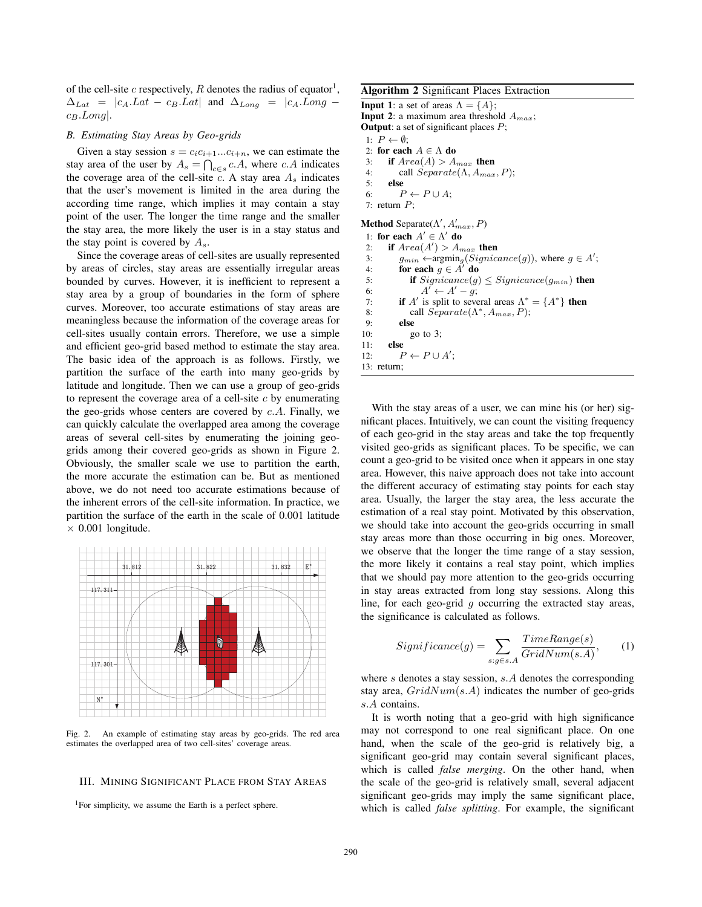of the cell-site $c$ respectively, $R$ denotes the radius of equator[1], $\Delta_{Lat} = |c_A.Lat - c_B.Lat|$ and $\Delta_{Long} = |c_A.Long - c_B.Long|$.

### B. Estimating Stay Areas by Geo-grids

Given a stay session $s = c_i c_{i+1} ... c_{i+n}$, we can estimate the stay area of the user by $A_s = \bigcap_{c \in s} c.A$, where $c.A$ indicates the coverage area of the cell-site $c$. A stay area $A_s$ indicates that the user's movement is limited in the area during the according time range, which implies it may contain a stay point of the user. The longer the time range and the smaller the stay area, the more likely the user is in a stay status and the stay point is covered by $A_s$.

Since the coverage areas of cell-sites are usually represented by areas of circles, stay areas are essentially irregular areas bounded by curves. However, it is inefficient to represent a stay area by a group of boundaries in the form of sphere curves. Moreover, too accurate estimations of stay areas are meaningless because the information of the coverage areas for cell-sites usually contain errors. Therefore, we use a simple and efficient geo-grid based method to estimate the stay area. The basic idea of the approach is as follows. Firstly, we partition the surface of the earth into many geo-grids by latitude and longitude. Then we can use a group of geo-grids to represent the coverage area of a cell-site $c$ by enumerating the geo-grids whose centers are covered by $c.A$. Finally, we can quickly calculate the overlapped area among the coverage areas of several cell-sites by enumerating the joining geo-grids among their covered geo-grids as shown in Figure 2. Obviously, the smaller scale we use to partition the earth, the more accurate the estimation can be. But as mentioned above, we do not need too accurate estimations because of the inherent errors of the cell-site information. In practice, we partition the surface of the earth in the scale of 0.001 latitude $\times$ 0.001 longitude.

Fig. 2. An example of estimating stay areas by geo-grids. The red area estimates the overlapped area of two cell-sites' coverage areas.

## III. Mining Significant Place from Stay Areas

**Algorithm 2** Significant Places Extraction

**Input 1**: a set of areas $\Lambda = \{A\}$;
**Input 2**: a maximum area threshold $A_{max}$;
**Output**: a set of significant places $P$;

```
1: P ← ∅;
2: for each A ∈ Λ do
3:    if Area(A) > A_max then
4:       call Separate(Λ, A_max, P);
5:    else
6:       P ← P ∪ A;
7: return P;
```

**Method** Separate($\Lambda'$, $A'_{max}$, $P$)

```
1: for each A' ∈ Λ' do
2:    if Area(A') > A_max then
3:       g_min ← argmin_g(Signicance(g)), where g ∈ A';
4:       for each g ∈ A' do
5:          if Signicance(g) ≤ Signicance(g_min) then
6:             A' ← A' − g;
7:       if A' is split to several areas Λ* = {A*} then
8:          call Separate(Λ*, A_max, P);
9:       else
10:         go to 3;
11:   else
12:      P ← P ∪ A';
13: return;
```

With the stay areas of a user, we can mine his (or her) significant places. Intuitively, we can count the visiting frequency of each geo-grid in the stay areas and take the top frequently visited geo-grids as significant places. To be specific, we can count a geo-grid to be visited once when it appears in one stay area. However, this naive approach does not take into account the different accuracy of estimating stay points for each stay area. Usually, the larger the stay area, the less accurate the estimation of a real stay point. Motivated by this observation, we should take into account the geo-grids occurring in small stay areas more than those occurring in big ones. Moreover, we observe that the longer the time range of a stay session, the more likely it contains a real stay point, which implies that we should pay more attention to the geo-grids occurring in stay areas extracted from long stay sessions. Along this line, for each geo-grid $g$ occurring the extracted stay areas, the significance is calculated as follows.

$$Significance(g) = \sum_{s: g \in s.A} \frac{TimeRange(s)}{GridNum(s.A)}, \qquad (1)$$

where $s$ denotes a stay session, $s.A$ denotes the corresponding stay area, $GridNum(s.A)$ indicates the number of geo-grids $s.A$ contains.

It is worth noting that a geo-grid with high significance may not correspond to one real significant place. On one hand, when the scale of the geo-grid is relatively big, a significant geo-grid may contain several significant places, which is called *false merging*. On the other hand, when the scale of the geo-grid is relatively small, several adjacent significant geo-grids may imply the same significant place, which is called *false splitting*. For example, the significant

[1]For simplicity, we assume the Earth is a perfect sphere.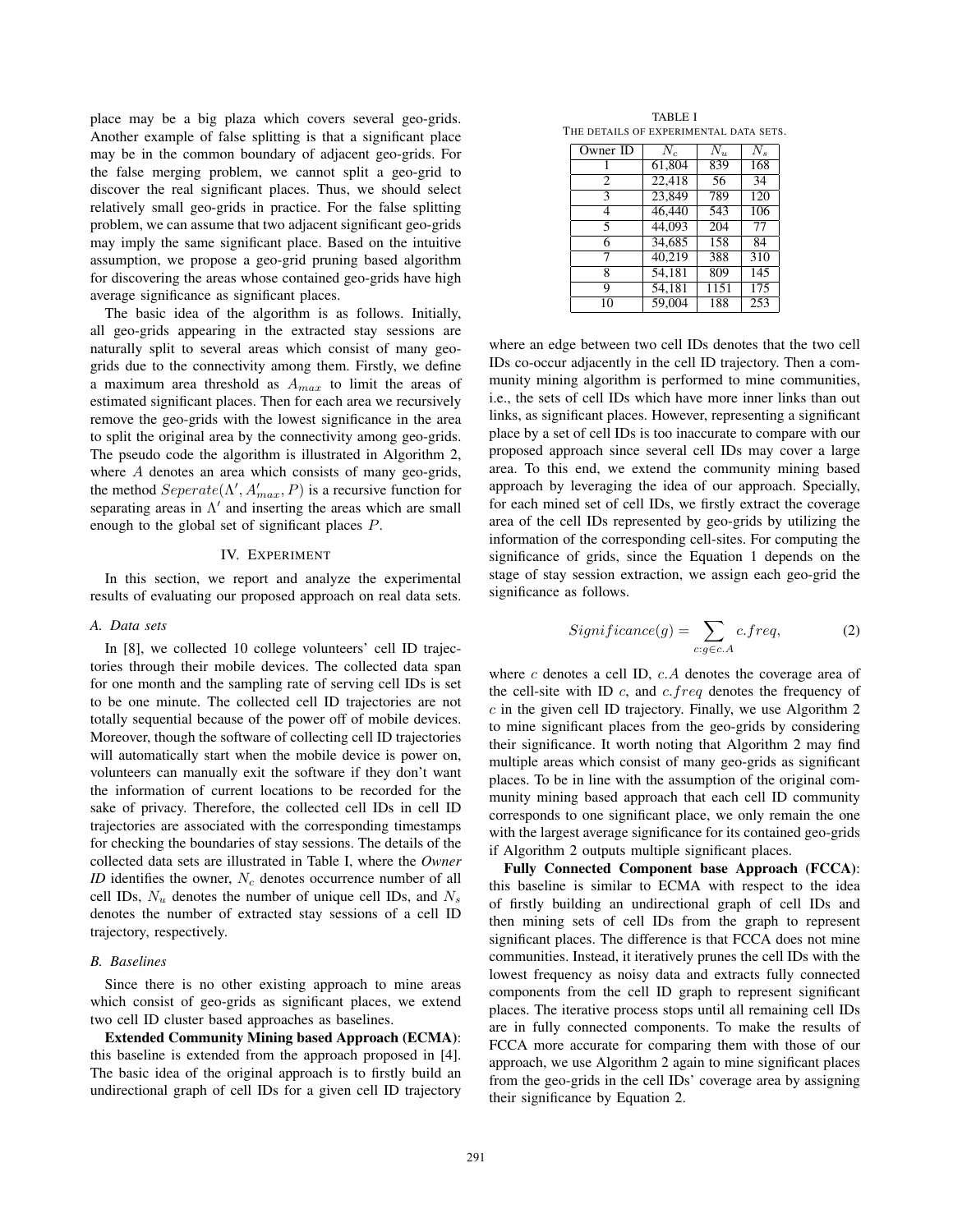place may be a big plaza which covers several geo-grids. Another example of false splitting is that a significant place may be in the common boundary of adjacent geo-grids. For the false merging problem, we cannot split a geo-grid to discover the real significant places. Thus, we should select relatively small geo-grids in practice. For the false splitting problem, we can assume that two adjacent significant geo-grids may imply the same significant place. Based on the intuitive assumption, we propose a geo-grid pruning based algorithm for discovering the areas whose contained geo-grids have high average significance as significant places.

The basic idea of the algorithm is as follows. Initially, all geo-grids appearing in the extracted stay sessions are naturally split to several areas which consist of many geo-grids due to the connectivity among them. Firstly, we define a maximum area threshold as $A_{max}$ to limit the areas of estimated significant places. Then for each area we recursively remove the geo-grids with the lowest significance in the area to split the original area by the connectivity among geo-grids. The pseudo code the algorithm is illustrated in Algorithm 2, where $A$ denotes an area which consists of many geo-grids, the method $Seperate(\Lambda', A'_{max}, P)$ is a recursive function for separating areas in $\Lambda'$ and inserting the areas which are small enough to the global set of significant places $P$.

## IV. Experiment

In this section, we report and analyze the experimental results of evaluating our proposed approach on real data sets.

### A. Data sets

In [8], we collected 10 college volunteers' cell ID trajectories through their mobile devices. The collected data span for one month and the sampling rate of serving cell IDs is set to be one minute. The collected cell ID trajectories are not totally sequential because of the power off of mobile devices. Moreover, though the software of collecting cell ID trajectories will automatically start when the mobile device is power on, volunteers can manually exit the software if they don't want the information of current locations to be recorded for the sake of privacy. Therefore, the collected cell IDs in cell ID trajectories are associated with the corresponding timestamps for checking the boundaries of stay sessions. The details of the collected data sets are illustrated in Table I, where the *Owner ID* identifies the owner, $N_c$ denotes occurrence number of all cell IDs, $N_u$ denotes the number of unique cell IDs, and $N_s$ denotes the number of extracted stay sessions of a cell ID trajectory, respectively.

TABLE I
The details of experimental data sets.

| Owner ID | $N_c$ | $N_u$ | $N_s$ |
|---|---|---|---|
| 1 | 61,804 | 839 | 168 |
| 2 | 22,418 | 56 | 34 |
| 3 | 23,849 | 789 | 120 |
| 4 | 46,440 | 543 | 106 |
| 5 | 44,093 | 204 | 77 |
| 6 | 34,685 | 158 | 84 |
| 7 | 40,219 | 388 | 310 |
| 8 | 54,181 | 809 | 145 |
| 9 | 54,181 | 1151 | 175 |
| 10 | 59,004 | 188 | 253 |

### B. Baselines

Since there is no other existing approach to mine areas which consist of geo-grids as significant places, we extend two cell ID cluster based approaches as baselines.

**Extended Community Mining based Approach (ECMA)**: this baseline is extended from the approach proposed in [4]. The basic idea of the original approach is to firstly build an undirectional graph of cell IDs for a given cell ID trajectory where an edge between two cell IDs denotes that the two cell IDs co-occur adjacently in the cell ID trajectory. Then a community mining algorithm is performed to mine communities, i.e., the sets of cell IDs which have more inner links than out links, as significant places. However, representing a significant place by a set of cell IDs is too inaccurate to compare with our proposed approach since several cell IDs may cover a large area. To this end, we extend the community mining based approach by leveraging the idea of our approach. Specially, for each mined set of cell IDs, we firstly extract the coverage area of the cell IDs represented by geo-grids by utilizing the information of the corresponding cell-sites. For computing the significance of grids, since the Equation 1 depends on the stage of stay session extraction, we assign each geo-grid the significance as follows.

$$Significance(g) = \sum_{c:g \in c.A} c.freq, \tag{2}$$

where $c$ denotes a cell ID, $c.A$ denotes the coverage area of the cell-site with ID $c$, and $c.freq$ denotes the frequency of $c$ in the given cell ID trajectory. Finally, we use Algorithm 2 to mine significant places from the geo-grids by considering their significance. It worth noting that Algorithm 2 may find multiple areas which consist of many geo-grids as significant places. To be in line with the assumption of the original community mining based approach that each cell ID community corresponds to one significant place, we only remain the one with the largest average significance for its contained geo-grids if Algorithm 2 outputs multiple significant places.

**Fully Connected Component base Approach (FCCA)**: this baseline is similar to ECMA with respect to the idea of firstly building an undirectional graph of cell IDs and then mining sets of cell IDs from the graph to represent significant places. The difference is that FCCA does not mine communities. Instead, it iteratively prunes the cell IDs with the lowest frequency as noisy data and extracts fully connected components from the cell ID graph to represent significant places. The iterative process stops until all remaining cell IDs are in fully connected components. To make the results of FCCA more accurate for comparing them with those of our approach, we use Algorithm 2 again to mine significant places from the geo-grids in the cell IDs' coverage area by assigning their significance by Equation 2.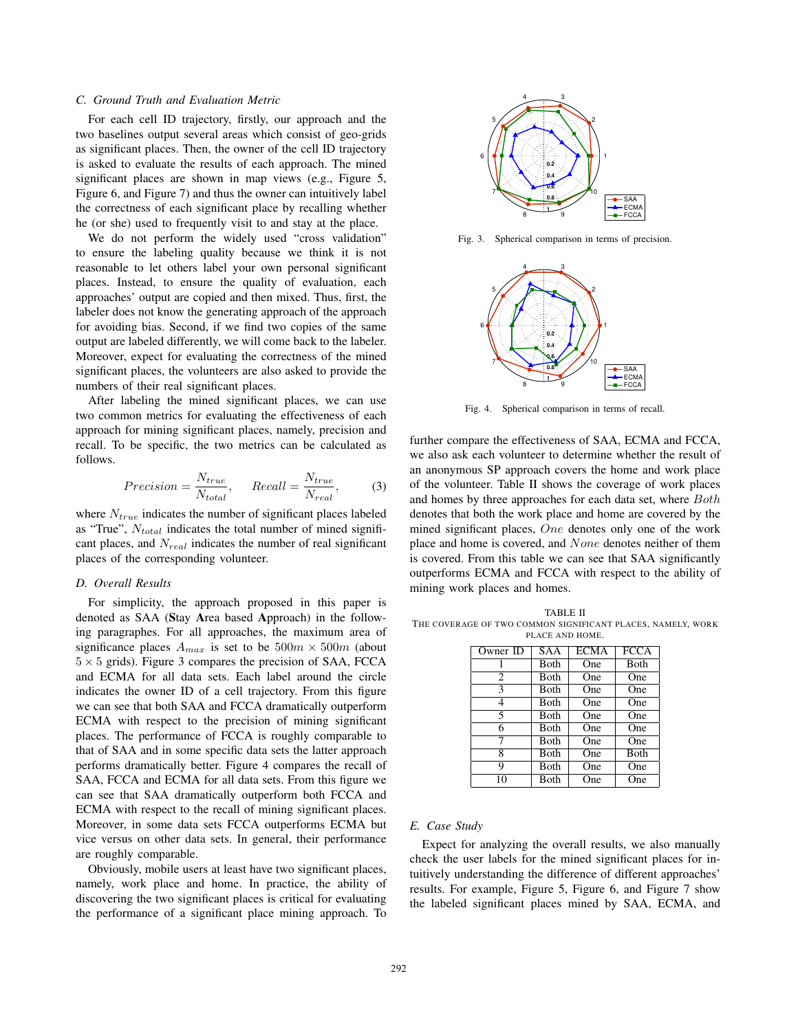### C. Ground Truth and Evaluation Metric

For each cell ID trajectory, firstly, our approach and the two baselines output several areas which consist of geo-grids as significant places. Then, the owner of the cell ID trajectory is asked to evaluate the results of each approach. The mined significant places are shown in map views (e.g., Figure 5, Figure 6, and Figure 7) and thus the owner can intuitively label the correctness of each significant place by recalling whether he (or she) used to frequently visit to and stay at the place.

We do not perform the widely used "cross validation" to ensure the labeling quality because we think it is not reasonable to let others label your own personal significant places. Instead, to ensure the quality of evaluation, each approaches' output are copied and then mixed. Thus, first, the labeler does not know the generating approach of the approach for avoiding bias. Second, if we find two copies of the same output are labeled differently, we will come back to the labeler. Moreover, expect for evaluating the correctness of the mined significant places, the volunteers are also asked to provide the numbers of their real significant places.

After labeling the mined significant places, we can use two common metrics for evaluating the effectiveness of each approach for mining significant places, namely, precision and recall. To be specific, the two metrics can be calculated as follows.

$$Precision = \frac{N_{true}}{N_{total}}, \quad Recall = \frac{N_{true}}{N_{real}}, \tag{3}$$

where $N_{true}$ indicates the number of significant places labeled as "True", $N_{total}$ indicates the total number of mined significant places, and $N_{real}$ indicates the number of real significant places of the corresponding volunteer.

### D. Overall Results

For simplicity, the approach proposed in this paper is denoted as SAA (**S**tay **A**rea based **A**pproach) in the following paragraphs. For all approaches, the maximum area of significance places $A_{max}$ is set to be $500m \times 500m$ (about $5 \times 5$ grids). Figure 3 compares the precision of SAA, FCCA and ECMA for all data sets. Each label around the circle indicates the owner ID of a cell trajectory. From this figure we can see that both SAA and FCCA dramatically outperform ECMA with respect to the precision of mining significant places. The performance of FCCA is roughly comparable to that of SAA and in some specific data sets the latter approach performs dramatically better. Figure 4 compares the recall of SAA, FCCA and ECMA for all data sets. From this figure we can see that SAA dramatically outperform both FCCA and ECMA with respect to the recall of mining significant places. Moreover, in some data sets FCCA outperforms ECMA but vice versus on other data sets. In general, their performance are roughly comparable.

Obviously, mobile users at least have two significant places, namely, work place and home. In practice, the ability of discovering the two significant places is critical for evaluating the performance of a significant place mining approach. To further compare the effectiveness of SAA, ECMA and FCCA, we also ask each volunteer to determine whether the result of an anonymous SP approach covers the home and work place of the volunteer. Table II shows the coverage of work places and homes by three approaches for each data set, where *Both* denotes that both the work place and home are covered by the mined significant places, *One* denotes only one of the work place and home is covered, and *None* denotes neither of them is covered. From this table we can see that SAA significantly outperforms ECMA and FCCA with respect to the ability of mining work places and homes.

Fig. 3. Spherical comparison in terms of precision.

Fig. 4. Spherical comparison in terms of recall.

TABLE II
THE COVERAGE OF TWO COMMON SIGNIFICANT PLACES, NAMELY, WORK PLACE AND HOME.

| Owner ID | SAA | ECMA | FCCA |
|---|---|---|---|
| 1 | Both | One | Both |
| 2 | Both | One | One |
| 3 | Both | One | One |
| 4 | Both | One | One |
| 5 | Both | One | One |
| 6 | Both | One | One |
| 7 | Both | One | One |
| 8 | Both | One | Both |
| 9 | Both | One | One |
| 10 | Both | One | One |

### E. Case Study

Expect for analyzing the overall results, we also manually check the user labels for the mined significant places for intuitively understanding the difference of different approaches' results. For example, Figure 5, Figure 6, and Figure 7 show the labeled significant places mined by SAA, ECMA, and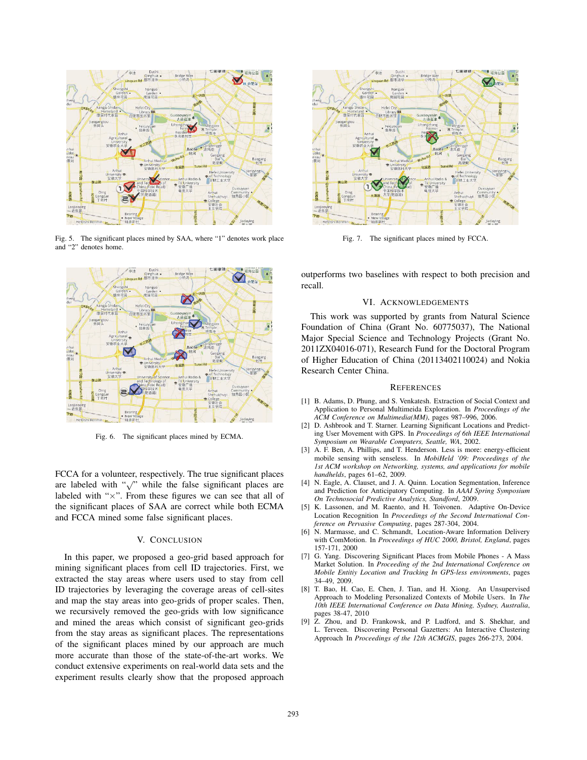Fig. 5. The significant places mined by SAA, where "1" denotes work place and "2" denotes home.

Fig. 6. The significant places mined by ECMA.

FCCA for a volunteer, respectively. The true significant places are labeled with "$\surd$" while the false significant places are labeled with "$\times$". From these figures we can see that all of the significant places of SAA are correct while both ECMA and FCCA mined some false significant places.

## V. Conclusion

In this paper, we proposed a geo-grid based approach for mining significant places from cell ID trajectories. First, we extracted the stay areas where users used to stay from cell ID trajectories by leveraging the coverage areas of cell-sites and map the stay areas into geo-grids of proper scales. Then, we recursively removed the geo-grids with low significance and mined the areas which consist of significant geo-grids from the stay areas as significant places. The representations of the significant places mined by our approach are much more accurate than those of the state-of-the-art works. We conduct extensive experiments on real-world data sets and the experiment results clearly show that the proposed approach outperforms two baselines with respect to both precision and recall.

Fig. 7. The significant places mined by FCCA.

## VI. Acknowledgements

This work was supported by grants from Natural Science Foundation of China (Grant No. 60775037), The National Major Special Science and Technology Projects (Grant No. 2011ZX04016-071), Research Fund for the Doctoral Program of Higher Education of China (20113402110024) and Nokia Research Center China.

## References

[1] B. Adams, D. Phung, and S. Venkatesh. Extraction of Social Context and Application to Personal Multimeida Exploration. In *Proceedings of the ACM Conference on Multimedia(MM)*, pages 987–996, 2006.

[2] D. Ashbrook and T. Starner. Learning Significant Locations and Predicting User Movement with GPS. In *Proceedings of 6th IEEE International Symposium on Wearable Computers, Seattle, WA*, 2002.

[3] A. F. Ben, A. Phillips, and T. Henderson. Less is more: energy-efficient mobile sensing with senseless. In *MobiHeld '09: Proceedings of the 1st ACM workshop on Networking, systems, and applications for mobile handhelds*, pages 61–62, 2009.

[4] N. Eagle, A. Clauset, and J. A. Quinn. Location Segmentation, Inference and Prediction for Anticipatory Computing. In *AAAI Spring Symposium On Technosocial Predictive Analytics, Standford*, 2009.

[5] K. Lassonen, and M. Raento, and H. Toivonen. Adaptive On-Device Location Recognition In *Proceedings of the Second International Conference on Pervasive Computing*, pages 287-304, 2004.

[6] N. Marmasse, and C. Schmandt, Location-Aware Information Delivery with ComMotion. In *Proceedings of HUC 2000, Bristol, England*, pages 157-171, 2000

[7] G. Yang. Discovering Significant Places from Mobile Phones - A Mass Market Solution. In *Proceeding of the 2nd International Conference on Mobile Entitiy Location and Tracking In GPS-less environments*, pages 34–49, 2009.

[8] T. Bao, H. Cao, E. Chen, J. Tian, and H. Xiong. An Unsupervised Approach to Modeling Personalized Contexts of Mobile Users. In *The 10th IEEE International Conference on Data Mining, Sydney, Australia*, pages 38-47, 2010

[9] Z. Zhou, and D. Frankowsk, and P. Ludford, and S. Shekhar, and L. Terveen. Discovering Personal Gazetters: An Interactive Clustering Approach In *Proceedings of the 12th ACMGIS*, pages 266-273, 2004.